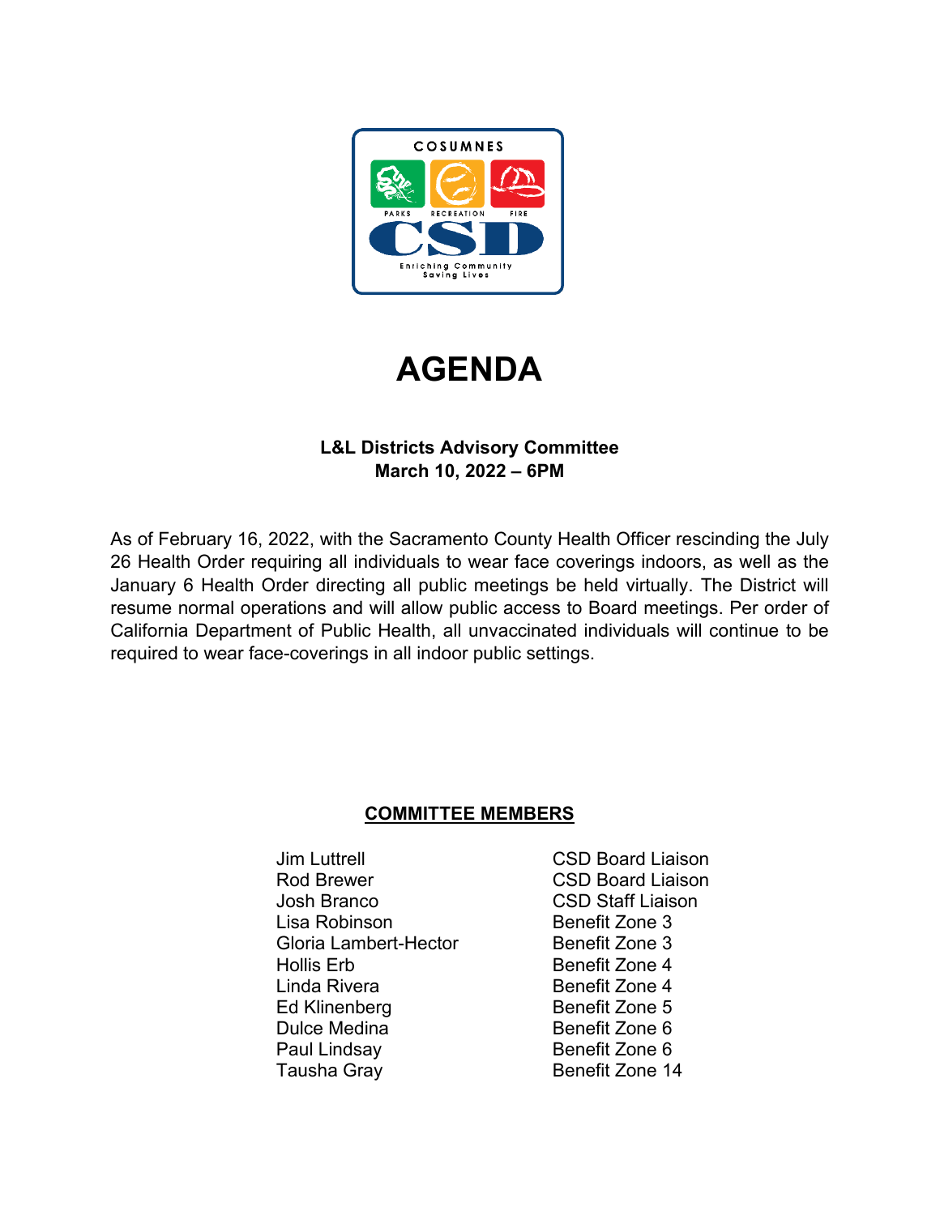# AGENDA

**L&L Districts Advisory Committee**
**March 10, 2022 – 6PM**

As of February 16, 2022, with the Sacramento County Health Officer rescinding the July 26 Health Order requiring all individuals to wear face coverings indoors, as well as the January 6 Health Order directing all public meetings be held virtually. The District will resume normal operations and will allow public access to Board meetings. Per order of California Department of Public Health, all unvaccinated individuals will continue to be required to wear face-coverings in all indoor public settings.

**<u>COMMITTEE MEMBERS</u>**

| | |
|---|---|
| Jim Luttrell | CSD Board Liaison |
| Rod Brewer | CSD Board Liaison |
| Josh Branco | CSD Staff Liaison |
| Lisa Robinson | Benefit Zone 3 |
| Gloria Lambert-Hector | Benefit Zone 3 |
| Hollis Erb | Benefit Zone 4 |
| Linda Rivera | Benefit Zone 4 |
| Ed Klinenberg | Benefit Zone 5 |
| Dulce Medina | Benefit Zone 6 |
| Paul Lindsay | Benefit Zone 6 |
| Tausha Gray | Benefit Zone 14 |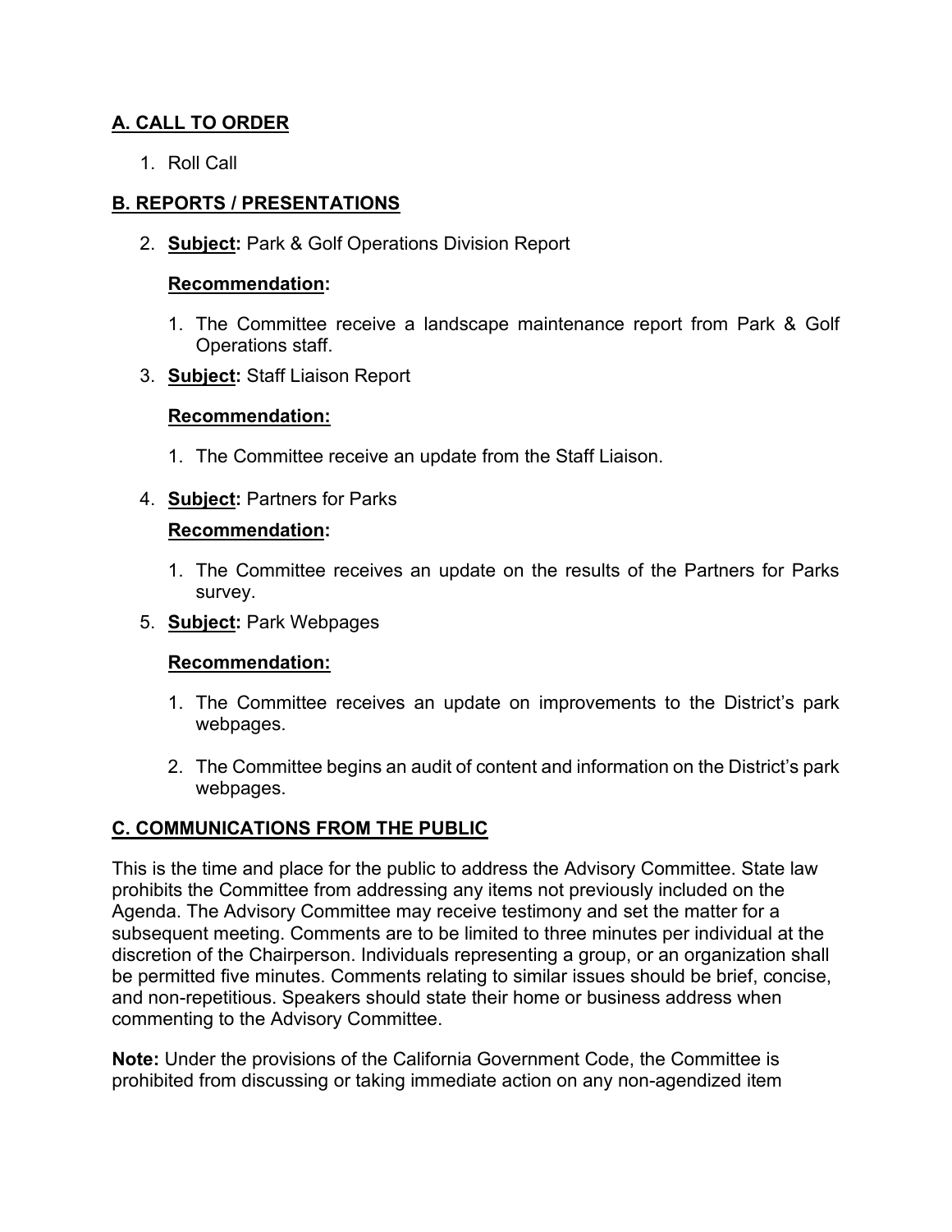## A. CALL TO ORDER

1. Roll Call

## B. REPORTS / PRESENTATIONS

2. **Subject:** Park & Golf Operations Division Report

   **Recommendation:**

   1. The Committee receive a landscape maintenance report from Park & Golf Operations staff.

3. **Subject:** Staff Liaison Report

   **Recommendation:**

   1. The Committee receive an update from the Staff Liaison.

4. **Subject:** Partners for Parks

   **Recommendation:**

   1. The Committee receives an update on the results of the Partners for Parks survey.

5. **Subject:** Park Webpages

   **Recommendation:**

   1. The Committee receives an update on improvements to the District's park webpages.

   2. The Committee begins an audit of content and information on the District's park webpages.

## C. COMMUNICATIONS FROM THE PUBLIC

This is the time and place for the public to address the Advisory Committee. State law prohibits the Committee from addressing any items not previously included on the Agenda. The Advisory Committee may receive testimony and set the matter for a subsequent meeting. Comments are to be limited to three minutes per individual at the discretion of the Chairperson. Individuals representing a group, or an organization shall be permitted five minutes. Comments relating to similar issues should be brief, concise, and non-repetitious. Speakers should state their home or business address when commenting to the Advisory Committee.

**Note:** Under the provisions of the California Government Code, the Committee is prohibited from discussing or taking immediate action on any non-agendized item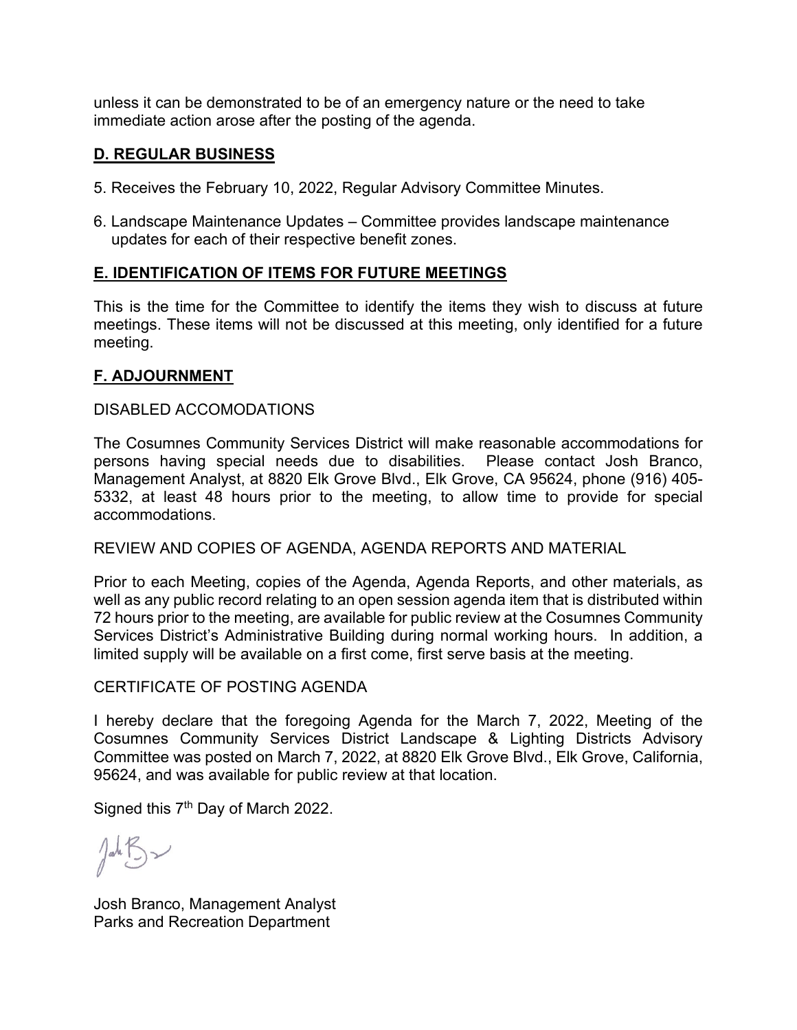unless it can be demonstrated to be of an emergency nature or the need to take immediate action arose after the posting of the agenda.

## D. REGULAR BUSINESS

5. Receives the February 10, 2022, Regular Advisory Committee Minutes.
6. Landscape Maintenance Updates – Committee provides landscape maintenance updates for each of their respective benefit zones.

## E. IDENTIFICATION OF ITEMS FOR FUTURE MEETINGS

This is the time for the Committee to identify the items they wish to discuss at future meetings. These items will not be discussed at this meeting, only identified for a future meeting.

## F. ADJOURNMENT

DISABLED ACCOMODATIONS

The Cosumnes Community Services District will make reasonable accommodations for persons having special needs due to disabilities. Please contact Josh Branco, Management Analyst, at 8820 Elk Grove Blvd., Elk Grove, CA 95624, phone (916) 405-5332, at least 48 hours prior to the meeting, to allow time to provide for special accommodations.

REVIEW AND COPIES OF AGENDA, AGENDA REPORTS AND MATERIAL

Prior to each Meeting, copies of the Agenda, Agenda Reports, and other materials, as well as any public record relating to an open session agenda item that is distributed within 72 hours prior to the meeting, are available for public review at the Cosumnes Community Services District's Administrative Building during normal working hours. In addition, a limited supply will be available on a first come, first serve basis at the meeting.

CERTIFICATE OF POSTING AGENDA

I hereby declare that the foregoing Agenda for the March 7, 2022, Meeting of the Cosumnes Community Services District Landscape & Lighting Districts Advisory Committee was posted on March 7, 2022, at 8820 Elk Grove Blvd., Elk Grove, California, 95624, and was available for public review at that location.

Signed this 7th Day of March 2022.

Josh Branco, Management Analyst
Parks and Recreation Department